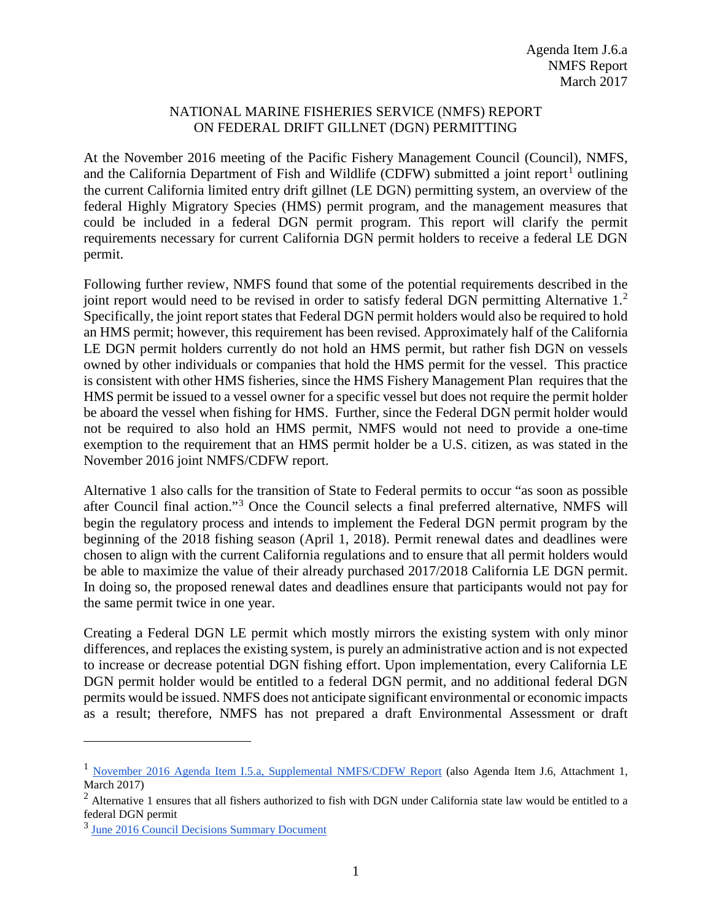Agenda Item J.6.a
NMFS Report
March 2017

# NATIONAL MARINE FISHERIES SERVICE (NMFS) REPORT ON FEDERAL DRIFT GILLNET (DGN) PERMITTING

At the November 2016 meeting of the Pacific Fishery Management Council (Council), NMFS, and the California Department of Fish and Wildlife (CDFW) submitted a joint report[1] outlining the current California limited entry drift gillnet (LE DGN) permitting system, an overview of the federal Highly Migratory Species (HMS) permit program, and the management measures that could be included in a federal DGN permit program. This report will clarify the permit requirements necessary for current California DGN permit holders to receive a federal LE DGN permit.

Following further review, NMFS found that some of the potential requirements described in the joint report would need to be revised in order to satisfy federal DGN permitting Alternative 1.[2] Specifically, the joint report states that Federal DGN permit holders would also be required to hold an HMS permit; however, this requirement has been revised. Approximately half of the California LE DGN permit holders currently do not hold an HMS permit, but rather fish DGN on vessels owned by other individuals or companies that hold the HMS permit for the vessel. This practice is consistent with other HMS fisheries, since the HMS Fishery Management Plan requires that the HMS permit be issued to a vessel owner for a specific vessel but does not require the permit holder be aboard the vessel when fishing for HMS. Further, since the Federal DGN permit holder would not be required to also hold an HMS permit, NMFS would not need to provide a one-time exemption to the requirement that an HMS permit holder be a U.S. citizen, as was stated in the November 2016 joint NMFS/CDFW report.

Alternative 1 also calls for the transition of State to Federal permits to occur "as soon as possible after Council final action."[3] Once the Council selects a final preferred alternative, NMFS will begin the regulatory process and intends to implement the Federal DGN permit program by the beginning of the 2018 fishing season (April 1, 2018). Permit renewal dates and deadlines were chosen to align with the current California regulations and to ensure that all permit holders would be able to maximize the value of their already purchased 2017/2018 California LE DGN permit. In doing so, the proposed renewal dates and deadlines ensure that participants would not pay for the same permit twice in one year.

Creating a Federal DGN LE permit which mostly mirrors the existing system with only minor differences, and replaces the existing system, is purely an administrative action and is not expected to increase or decrease potential DGN fishing effort. Upon implementation, every California LE DGN permit holder would be entitled to a federal DGN permit, and no additional federal DGN permits would be issued. NMFS does not anticipate significant environmental or economic impacts as a result; therefore, NMFS has not prepared a draft Environmental Assessment or draft

---

[1] November 2016 Agenda Item I.5.a, Supplemental NMFS/CDFW Report (also Agenda Item J.6, Attachment 1, March 2017)

[2] Alternative 1 ensures that all fishers authorized to fish with DGN under California state law would be entitled to a federal DGN permit

[3] June 2016 Council Decisions Summary Document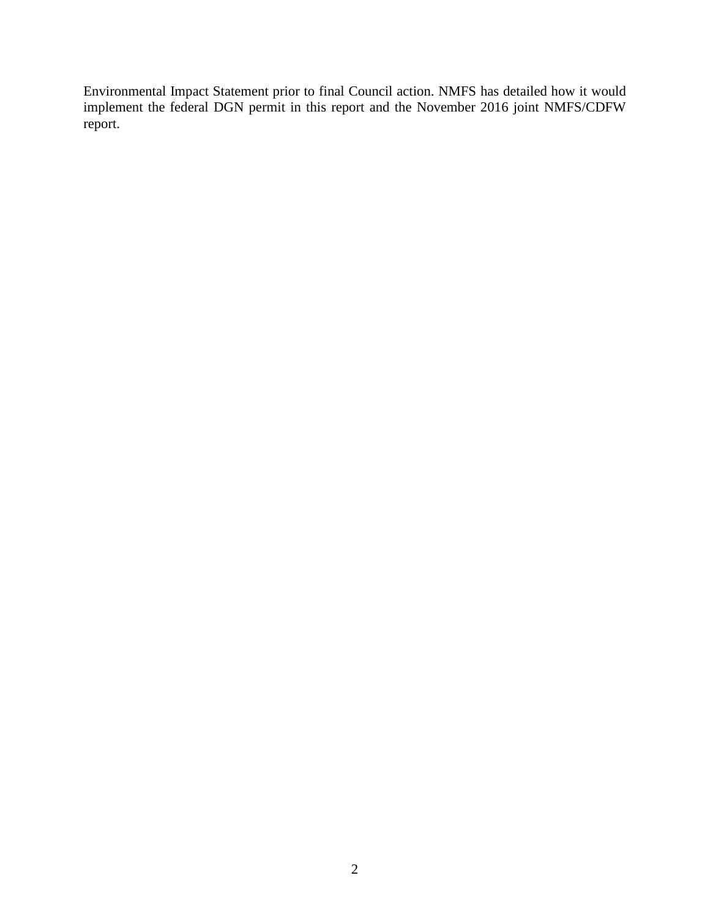Environmental Impact Statement prior to final Council action. NMFS has detailed how it would implement the federal DGN permit in this report and the November 2016 joint NMFS/CDFW report.